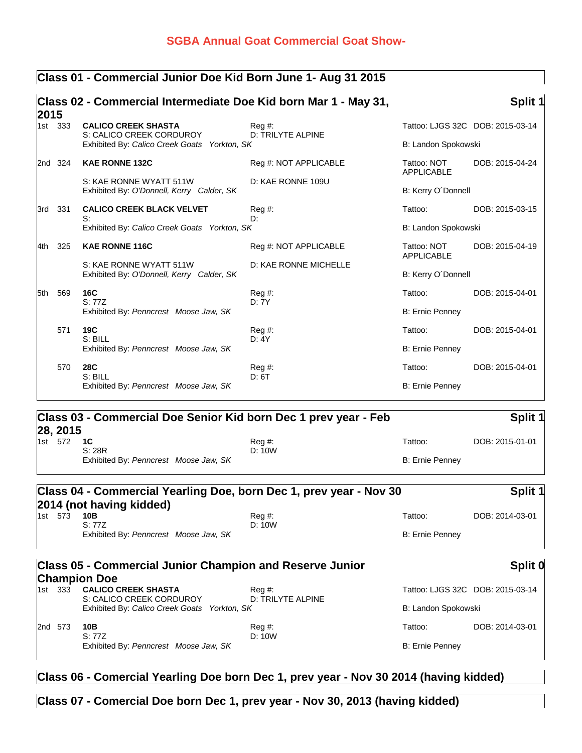# SGBA Annual Goat Commercial Goat Show-

## Class 01 - Commercial Junior Doe Kid Born June 1- Aug 31 2015

## Class 02 - Commercial Intermediate Doe Kid born Mar 1 - May 31, 2015

**Split 1**

| Place | No. | Name / Sire / Exhibitor | Reg # / Dam | Tattoo / Breeder | DOB |
|---|---|---|---|---|---|
| 1st | 333 | **CALICO CREEK SHASTA**<br>S: CALICO CREEK CORDUROY<br>Exhibited By: *Calico Creek Goats Yorkton, SK* | Reg #:<br>D: TRILYTE ALPINE | Tattoo: LJGS 32C<br>B: Landon Spokowski | DOB: 2015-03-14 |
| 2nd | 324 | **KAE RONNE 132C**<br>S: KAE RONNE WYATT 511W<br>Exhibited By: *O'Donnell, Kerry Calder, SK* | Reg #: NOT APPLICABLE<br>D: KAE RONNE 109U | Tattoo: NOT APPLICABLE<br>B: Kerry O´Donnell | DOB: 2015-04-24 |
| 3rd | 331 | **CALICO CREEK BLACK VELVET**<br>S:<br>Exhibited By: *Calico Creek Goats Yorkton, SK* | Reg #:<br>D: | Tattoo:<br>B: Landon Spokowski | DOB: 2015-03-15 |
| 4th | 325 | **KAE RONNE 116C**<br>S: KAE RONNE WYATT 511W<br>Exhibited By: *O'Donnell, Kerry Calder, SK* | Reg #: NOT APPLICABLE<br>D: KAE RONNE MICHELLE | Tattoo: NOT APPLICABLE<br>B: Kerry O´Donnell | DOB: 2015-04-19 |
| 5th | 569 | **16C**<br>S: 77Z<br>Exhibited By: *Penncrest Moose Jaw, SK* | Reg #:<br>D: 7Y | Tattoo:<br>B: Ernie Penney | DOB: 2015-04-01 |
| | 571 | **19C**<br>S: BILL<br>Exhibited By: *Penncrest Moose Jaw, SK* | Reg #:<br>D: 4Y | Tattoo:<br>B: Ernie Penney | DOB: 2015-04-01 |
| | 570 | **28C**<br>S: BILL<br>Exhibited By: *Penncrest Moose Jaw, SK* | Reg #:<br>D: 6T | Tattoo:<br>B: Ernie Penney | DOB: 2015-04-01 |

## Class 03 - Commercial Doe Senior Kid born Dec 1 prev year - Feb 28, 2015

**Split 1**

| Place | No. | Name / Sire / Exhibitor | Reg # / Dam | Tattoo / Breeder | DOB |
|---|---|---|---|---|---|
| 1st | 572 | **1C**<br>S: 28R<br>Exhibited By: *Penncrest Moose Jaw, SK* | Reg #:<br>D: 10W | Tattoo:<br>B: Ernie Penney | DOB: 2015-01-01 |

## Class 04 - Commercial Yearling Doe, born Dec 1, prev year - Nov 30 2014 (not having kidded)

**Split 1**

| Place | No. | Name / Sire / Exhibitor | Reg # / Dam | Tattoo / Breeder | DOB |
|---|---|---|---|---|---|
| 1st | 573 | **10B**<br>S: 77Z<br>Exhibited By: *Penncrest Moose Jaw, SK* | Reg #:<br>D: 10W | Tattoo:<br>B: Ernie Penney | DOB: 2014-03-01 |

## Class 05 - Commercial Junior Champion and Reserve Junior Champion Doe

**Split 0**

| Place | No. | Name / Sire / Exhibitor | Reg # / Dam | Tattoo / Breeder | DOB |
|---|---|---|---|---|---|
| 1st | 333 | **CALICO CREEK SHASTA**<br>S: CALICO CREEK CORDUROY<br>Exhibited By: *Calico Creek Goats Yorkton, SK* | Reg #:<br>D: TRILYTE ALPINE | Tattoo: LJGS 32C<br>B: Landon Spokowski | DOB: 2015-03-14 |
| 2nd | 573 | **10B**<br>S: 77Z<br>Exhibited By: *Penncrest Moose Jaw, SK* | Reg #:<br>D: 10W | Tattoo:<br>B: Ernie Penney | DOB: 2014-03-01 |

## Class 06 - Comercial Yearling Doe born Dec 1, prev year - Nov 30 2014 (having kidded)

## Class 07 - Comercial Doe born Dec 1, prev year - Nov 30, 2013 (having kidded)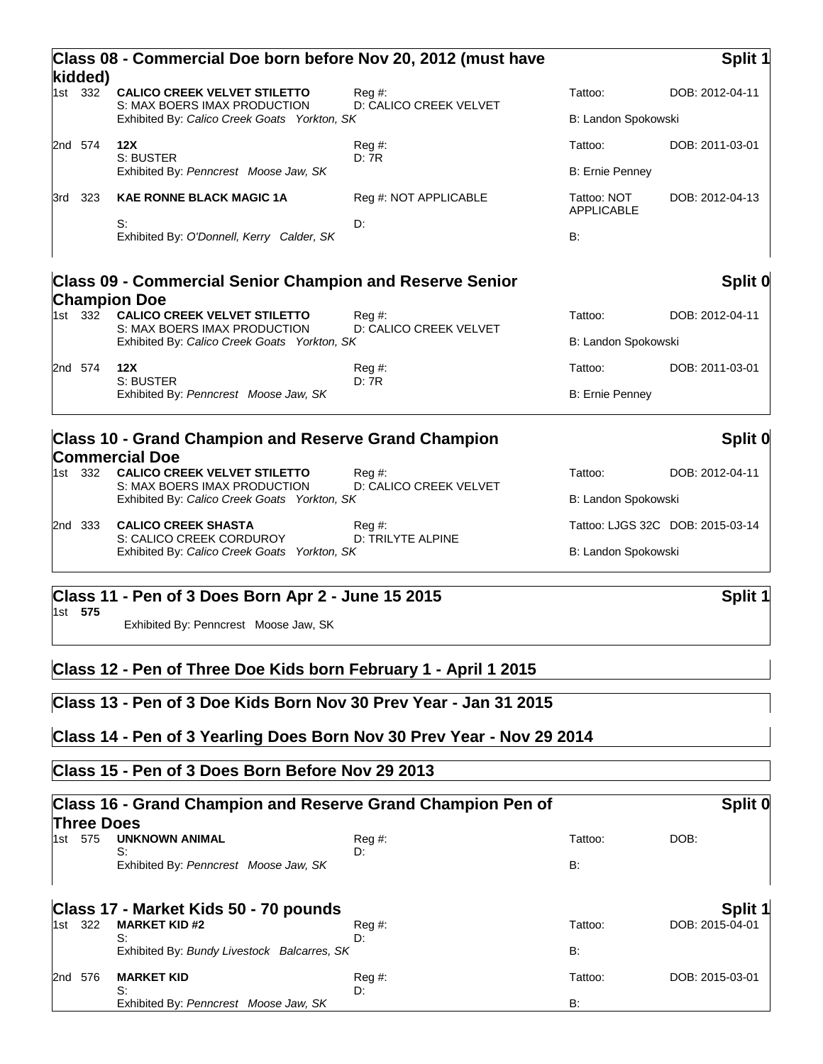## Class 08 - Commercial Doe born before Nov 20, 2012 (must have kidded)

**Split 1**

| Place | No. | Animal | Reg / Dam | Tattoo / Breeder | DOB |
|---|---|---|---|---|---|
| 1st | 332 | **CALICO CREEK VELVET STILETTO** | Reg #: | Tattoo: | DOB: 2012-04-11 |
| | | S: MAX BOERS IMAX PRODUCTION | D: CALICO CREEK VELVET | | |
| | | Exhibited By: *Calico Creek Goats Yorkton, SK* | | B: Landon Spokowski | |
| 2nd | 574 | **12X** | Reg #: | Tattoo: | DOB: 2011-03-01 |
| | | S: BUSTER | D: 7R | | |
| | | Exhibited By: *Penncrest Moose Jaw, SK* | | B: Ernie Penney | |
| 3rd | 323 | **KAE RONNE BLACK MAGIC 1A** | Reg #: NOT APPLICABLE | Tattoo: NOT APPLICABLE | DOB: 2012-04-13 |
| | | S: | D: | | |
| | | Exhibited By: *O'Donnell, Kerry Calder, SK* | | B: | |

## Class 09 - Commercial Senior Champion and Reserve Senior Champion Doe

**Split 0**

| Place | No. | Animal | Reg / Dam | Tattoo / Breeder | DOB |
|---|---|---|---|---|---|
| 1st | 332 | **CALICO CREEK VELVET STILETTO** | Reg #: | Tattoo: | DOB: 2012-04-11 |
| | | S: MAX BOERS IMAX PRODUCTION | D: CALICO CREEK VELVET | | |
| | | Exhibited By: *Calico Creek Goats Yorkton, SK* | | B: Landon Spokowski | |
| 2nd | 574 | **12X** | Reg #: | Tattoo: | DOB: 2011-03-01 |
| | | S: BUSTER | D: 7R | | |
| | | Exhibited By: *Penncrest Moose Jaw, SK* | | B: Ernie Penney | |

## Class 10 - Grand Champion and Reserve Grand Champion Commercial Doe

**Split 0**

| Place | No. | Animal | Reg / Dam | Tattoo / Breeder | DOB |
|---|---|---|---|---|---|
| 1st | 332 | **CALICO CREEK VELVET STILETTO** | Reg #: | Tattoo: | DOB: 2012-04-11 |
| | | S: MAX BOERS IMAX PRODUCTION | D: CALICO CREEK VELVET | | |
| | | Exhibited By: *Calico Creek Goats Yorkton, SK* | | B: Landon Spokowski | |
| 2nd | 333 | **CALICO CREEK SHASTA** | Reg #: | Tattoo: LJGS 32C | DOB: 2015-03-14 |
| | | S: CALICO CREEK CORDUROY | D: TRILYTE ALPINE | | |
| | | Exhibited By: *Calico Creek Goats Yorkton, SK* | | B: Landon Spokowski | |

## Class 11 - Pen of 3 Does Born Apr 2 - June 15 2015

**Split 1**

1st **575**

Exhibited By: Penncrest Moose Jaw, SK

## Class 12 - Pen of Three Doe Kids born February 1 - April 1 2015

## Class 13 - Pen of 3 Doe Kids Born Nov 30 Prev Year - Jan 31 2015

## Class 14 - Pen of 3 Yearling Does Born Nov 30 Prev Year - Nov 29 2014

## Class 15 - Pen of 3 Does Born Before Nov 29 2013

## Class 16 - Grand Champion and Reserve Grand Champion Pen of Three Does

**Split 0**

| Place | No. | Animal | Reg / Dam | Tattoo / Breeder | DOB |
|---|---|---|---|---|---|
| 1st | 575 | **UNKNOWN ANIMAL** | Reg #: | Tattoo: | DOB: |
| | | S: | D: | | |
| | | Exhibited By: *Penncrest Moose Jaw, SK* | | B: | |

## Class 17 - Market Kids 50 - 70 pounds

**Split 1**

| Place | No. | Animal | Reg / Dam | Tattoo / Breeder | DOB |
|---|---|---|---|---|---|
| 1st | 322 | **MARKET KID #2** | Reg #: | Tattoo: | DOB: 2015-04-01 |
| | | S: | D: | | |
| | | Exhibited By: *Bundy Livestock Balcarres, SK* | | B: | |
| 2nd | 576 | **MARKET KID** | Reg #: | Tattoo: | DOB: 2015-03-01 |
| | | S: | D: | | |
| | | Exhibited By: *Penncrest Moose Jaw, SK* | | B: | |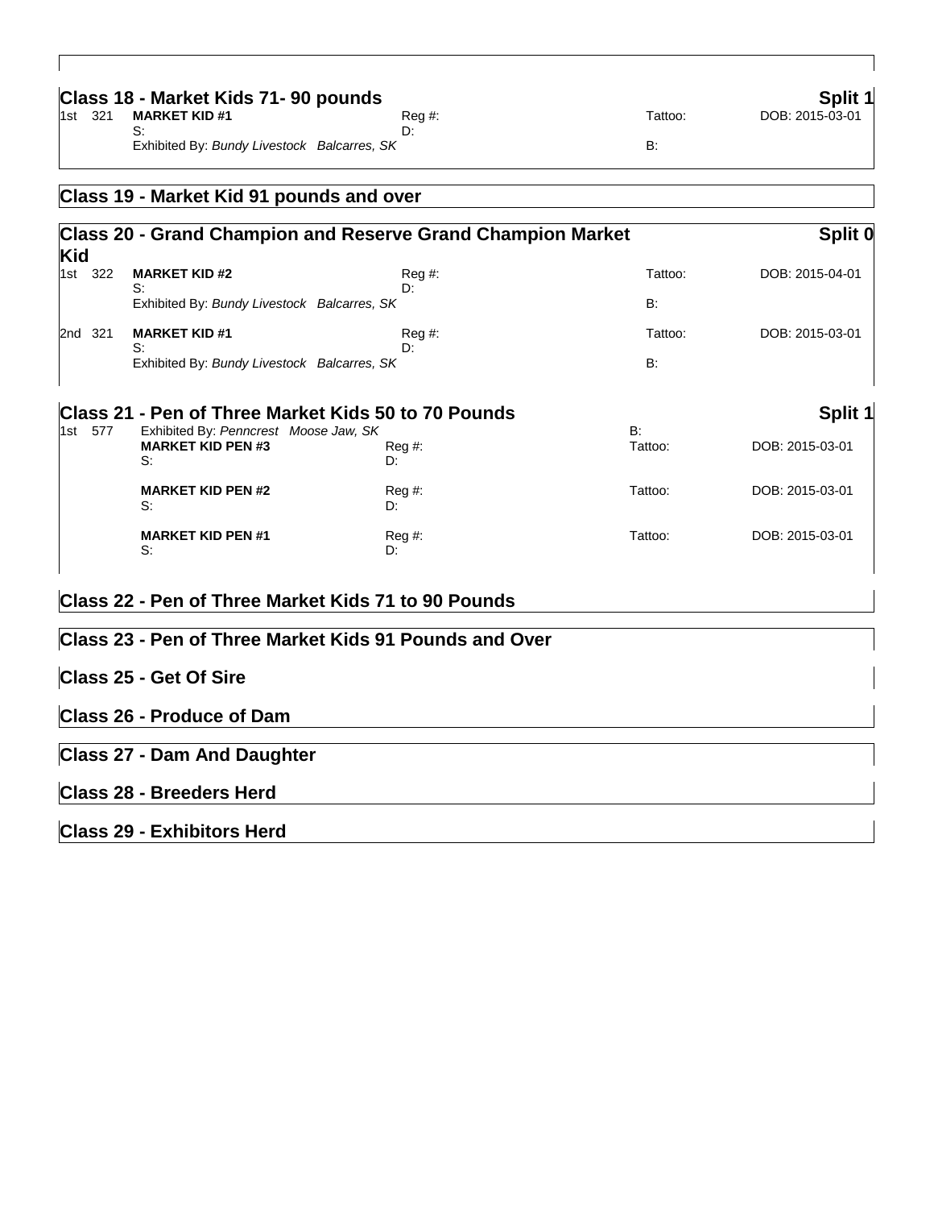## Class 18 - Market Kids 71- 90 pounds

**Split 1**

| | | | | | |
|---|---|---|---|---|---|
| 1st | 321 | **MARKET KID #1** | Reg #: | Tattoo: | DOB: 2015-03-01 |
| | | S: | D: | | |
| | | Exhibited By: *Bundy Livestock Balcarres, SK* | | B: | |

## Class 19 - Market Kid 91 pounds and over

## Class 20 - Grand Champion and Reserve Grand Champion Market Kid

**Split 0**

| | | | | | |
|---|---|---|---|---|---|
| 1st | 322 | **MARKET KID #2** | Reg #: | Tattoo: | DOB: 2015-04-01 |
| | | S: | D: | | |
| | | Exhibited By: *Bundy Livestock Balcarres, SK* | | B: | |
| 2nd | 321 | **MARKET KID #1** | Reg #: | Tattoo: | DOB: 2015-03-01 |
| | | S: | D: | | |
| | | Exhibited By: *Bundy Livestock Balcarres, SK* | | B: | |

## Class 21 - Pen of Three Market Kids 50 to 70 Pounds

**Split 1**

| | | | | | |
|---|---|---|---|---|---|
| 1st | 577 | Exhibited By: *Penncrest Moose Jaw, SK* | | B: | |
| | | **MARKET KID PEN #3** | Reg #: | Tattoo: | DOB: 2015-03-01 |
| | | S: | D: | | |
| | | **MARKET KID PEN #2** | Reg #: | Tattoo: | DOB: 2015-03-01 |
| | | S: | D: | | |
| | | **MARKET KID PEN #1** | Reg #: | Tattoo: | DOB: 2015-03-01 |
| | | S: | D: | | |

## Class 22 - Pen of Three Market Kids 71 to 90 Pounds

## Class 23 - Pen of Three Market Kids 91 Pounds and Over

## Class 25 - Get Of Sire

## Class 26 - Produce of Dam

## Class 27 - Dam And Daughter

## Class 28 - Breeders Herd

## Class 29 - Exhibitors Herd